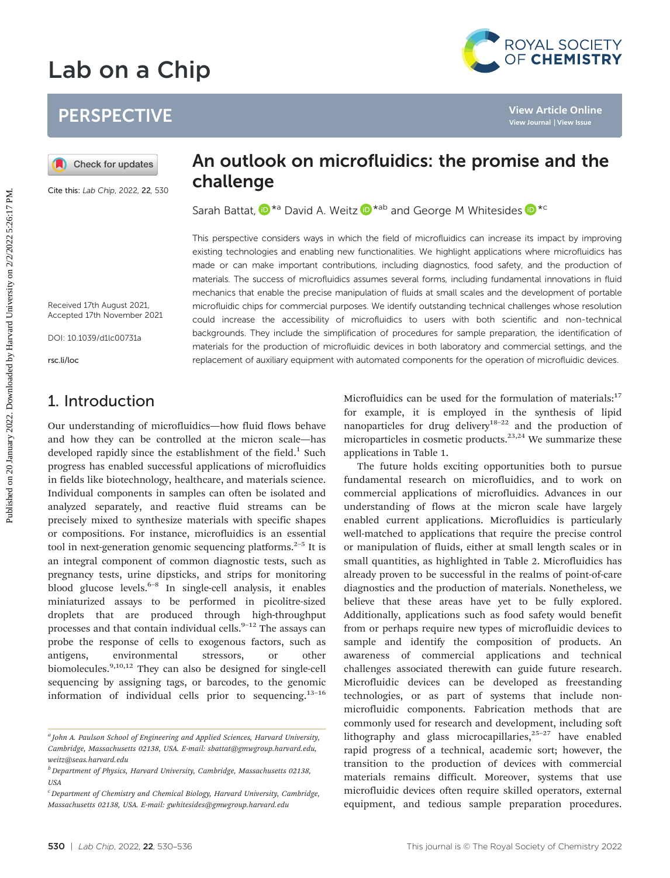# Lab on a Chip

## PERSPECTIVE

Cite this: *Lab Chip*, 2022, **22**, 530

# An outlook on microfluidics: the promise and the challenge

Sarah Battat, [*a] David A. Weitz [*ab] and George M Whitesides [*c]

Received 17th August 2021,
Accepted 17th November 2021

DOI: 10.1039/d1lc00731a

rsc.li/loc

This perspective considers ways in which the field of microfluidics can increase its impact by improving existing technologies and enabling new functionalities. We highlight applications where microfluidics has made or can make important contributions, including diagnostics, food safety, and the production of materials. The success of microfluidics assumes several forms, including fundamental innovations in fluid mechanics that enable the precise manipulation of fluids at small scales and the development of portable microfluidic chips for commercial purposes. We identify outstanding technical challenges whose resolution could increase the accessibility of microfluidics to users with both scientific and non-technical backgrounds. They include the simplification of procedures for sample preparation, the identification of materials for the production of microfluidic devices in both laboratory and commercial settings, and the replacement of auxiliary equipment with automated components for the operation of microfluidic devices.

## 1. Introduction

Our understanding of microfluidics—how fluid flows behave and how they can be controlled at the micron scale—has developed rapidly since the establishment of the field.[1] Such progress has enabled successful applications of microfluidics in fields like biotechnology, healthcare, and materials science. Individual components in samples can often be isolated and analyzed separately, and reactive fluid streams can be precisely mixed to synthesize materials with specific shapes or compositions. For instance, microfluidics is an essential tool in next-generation genomic sequencing platforms.[2–5] It is an integral component of common diagnostic tests, such as pregnancy tests, urine dipsticks, and strips for monitoring blood glucose levels.[6–8] In single-cell analysis, it enables miniaturized assays to be performed in picolitre-sized droplets that are produced through high-throughput processes and that contain individual cells.[9–12] The assays can probe the response of cells to exogenous factors, such as antigens, environmental stressors, or other biomolecules.[9,10,12] They can also be designed for single-cell sequencing by assigning tags, or barcodes, to the genomic information of individual cells prior to sequencing.[13–16]

Microfluidics can be used for the formulation of materials:[17] for example, it is employed in the synthesis of lipid nanoparticles for drug delivery[18–22] and the production of microparticles in cosmetic products.[23,24] We summarize these applications in Table 1.

The future holds exciting opportunities both to pursue fundamental research on microfluidics, and to work on commercial applications of microfluidics. Advances in our understanding of flows at the micron scale have largely enabled current applications. Microfluidics is particularly well-matched to applications that require the precise control or manipulation of fluids, either at small length scales or in small quantities, as highlighted in Table 2. Microfluidics has already proven to be successful in the realms of point-of-care diagnostics and the production of materials. Nonetheless, we believe that these areas have yet to be fully explored. Additionally, applications such as food safety would benefit from or perhaps require new types of microfluidic devices to sample and identify the composition of products. An awareness of commercial applications and technical challenges associated therewith can guide future research. Microfluidic devices can be developed as freestanding technologies, or as part of systems that include non-microfluidic components. Fabrication methods that are commonly used for research and development, including soft lithography and glass microcapillaries,[25–27] have enabled rapid progress of a technical, academic sort; however, the transition to the production of devices with commercial materials remains difficult. Moreover, systems that use microfluidic devices often require skilled operators, external equipment, and tedious sample preparation procedures.

[a] *John A. Paulson School of Engineering and Applied Sciences, Harvard University, Cambridge, Massachusetts 02138, USA. E-mail: sbattat@gmwgroup.harvard.edu, weitz@seas.harvard.edu*

[b] *Department of Physics, Harvard University, Cambridge, Massachusetts 02138, USA*

[c] *Department of Chemistry and Chemical Biology, Harvard University, Cambridge, Massachusetts 02138, USA. E-mail: gwhitesides@gmwgroup.harvard.edu*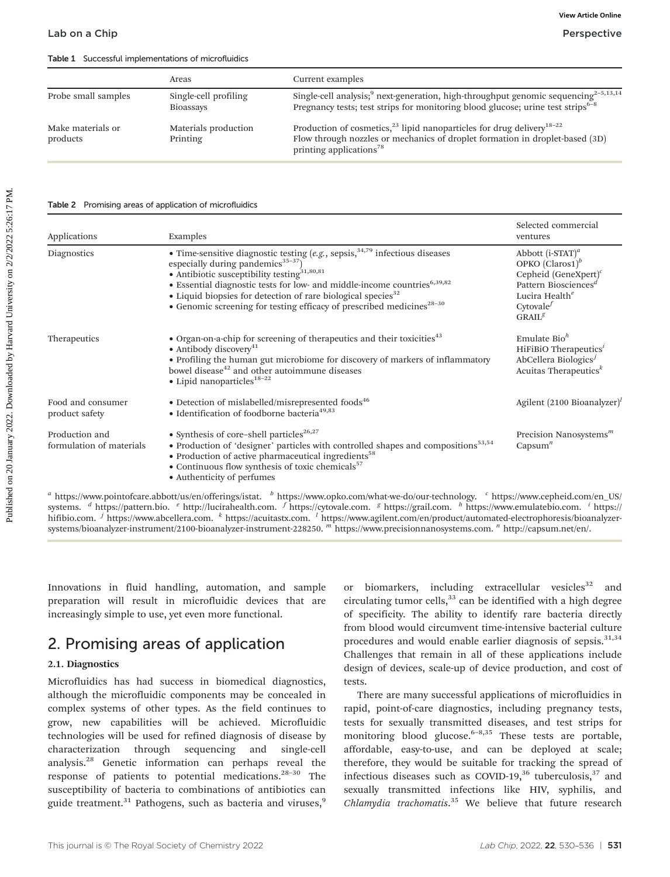**Table 1** Successful implementations of microfluidics

| | Areas | Current examples |
|---|---|---|
| Probe small samples | Single-cell profiling<br>Bioassays | Single-cell analysis;[9] next-generation, high-throughput genomic sequencing[2–5,13,14]<br>Pregnancy tests; test strips for monitoring blood glucose; urine test strips[6–8] |
| Make materials or products | Materials production<br>Printing | Production of cosmetics,[23] lipid nanoparticles for drug delivery[18–22]<br>Flow through nozzles or mechanics of droplet formation in droplet-based (3D) printing applications[78] |

**Table 2** Promising areas of application of microfluidics

| Applications | Examples | Selected commercial ventures |
|---|---|---|
| Diagnostics | • Time-sensitive diagnostic testing (*e.g.*, sepsis,[34,79] infectious diseases especially during pandemics[35–37])<br>• Antibiotic susceptibility testing[31,80,81]<br>• Essential diagnostic tests for low- and middle-income countries[6,39,82]<br>• Liquid biopsies for detection of rare biological species[32]<br>• Genomic screening for testing efficacy of prescribed medicines[28–30] | Abbott (i-STAT)[a]<br>OPKO (Claros1)[b]<br>Cepheid (GeneXpert)[c]<br>Pattern Biosciences[d]<br>Lucira Health[e]<br>Cytovale[f]<br>GRAIL[g] |
| Therapeutics | • Organ-on-a-chip for screening of therapeutics and their toxicities[43]<br>• Antibody discovery[41]<br>• Profiling the human gut microbiome for discovery of markers of inflammatory bowel disease[42] and other autoimmune diseases<br>• Lipid nanoparticles[18–22] | Emulate Bio[h]<br>HiFiBiO Therapeutics[i]<br>AbCellera Biologics[j]<br>Acuitas Therapeutics[k] |
| Food and consumer product safety | • Detection of mislabelled/misrepresented foods[46]<br>• Identification of foodborne bacteria[49,83] | Agilent (2100 Bioanalyzer)[l] |
| Production and formulation of materials | • Synthesis of core–shell particles[26,27]<br>• Production of 'designer' particles with controlled shapes and compositions[53,54]<br>• Production of active pharmaceutical ingredients[58]<br>• Continuous flow synthesis of toxic chemicals[57]<br>• Authenticity of perfumes | Precision Nanosystems[m]<br>Capsum[n] |

[a] https://www.pointofcare.abbott/us/en/offerings/istat. [b] https://www.opko.com/what-we-do/our-technology. [c] https://www.cepheid.com/en_US/systems. [d] https://pattern.bio. [e] http://lucirahealth.com. [f] https://cytovale.com. [g] https://grail.com. [h] https://www.emulatebio.com. [i] https://hifibio.com. [j] https://www.abcellera.com. [k] https://acuitastx.com. [l] https://www.agilent.com/en/product/automated-electrophoresis/bioanalyzer-systems/bioanalyzer-instrument/2100-bioanalyzer-instrument-228250. [m] https://www.precisionnanosystems.com. [n] http://capsum.net/en/.

Innovations in fluid handling, automation, and sample preparation will result in microfluidic devices that are increasingly simple to use, yet even more functional.

## 2. Promising areas of application

### 2.1. Diagnostics

Microfluidics has had success in biomedical diagnostics, although the microfluidic components may be concealed in complex systems of other types. As the field continues to grow, new capabilities will be achieved. Microfluidic technologies will be used for refined diagnosis of disease by characterization through sequencing and single-cell analysis.[28] Genetic information can perhaps reveal the response of patients to potential medications.[28–30] The susceptibility of bacteria to combinations of antibiotics can guide treatment.[31] Pathogens, such as bacteria and viruses,[9] or biomarkers, including extracellular vesicles[32] and circulating tumor cells,[33] can be identified with a high degree of specificity. The ability to identify rare bacteria directly from blood would circumvent time-intensive bacterial culture procedures and would enable earlier diagnosis of sepsis.[31,34] Challenges that remain in all of these applications include design of devices, scale-up of device production, and cost of tests.

There are many successful applications of microfluidics in rapid, point-of-care diagnostics, including pregnancy tests, tests for sexually transmitted diseases, and test strips for monitoring blood glucose.[6–8,35] These tests are portable, affordable, easy-to-use, and can be deployed at scale; therefore, they would be suitable for tracking the spread of infectious diseases such as COVID-19,[36] tuberculosis,[37] and sexually transmitted infections like HIV, syphilis, and *Chlamydia trachomatis*.[35] We believe that future research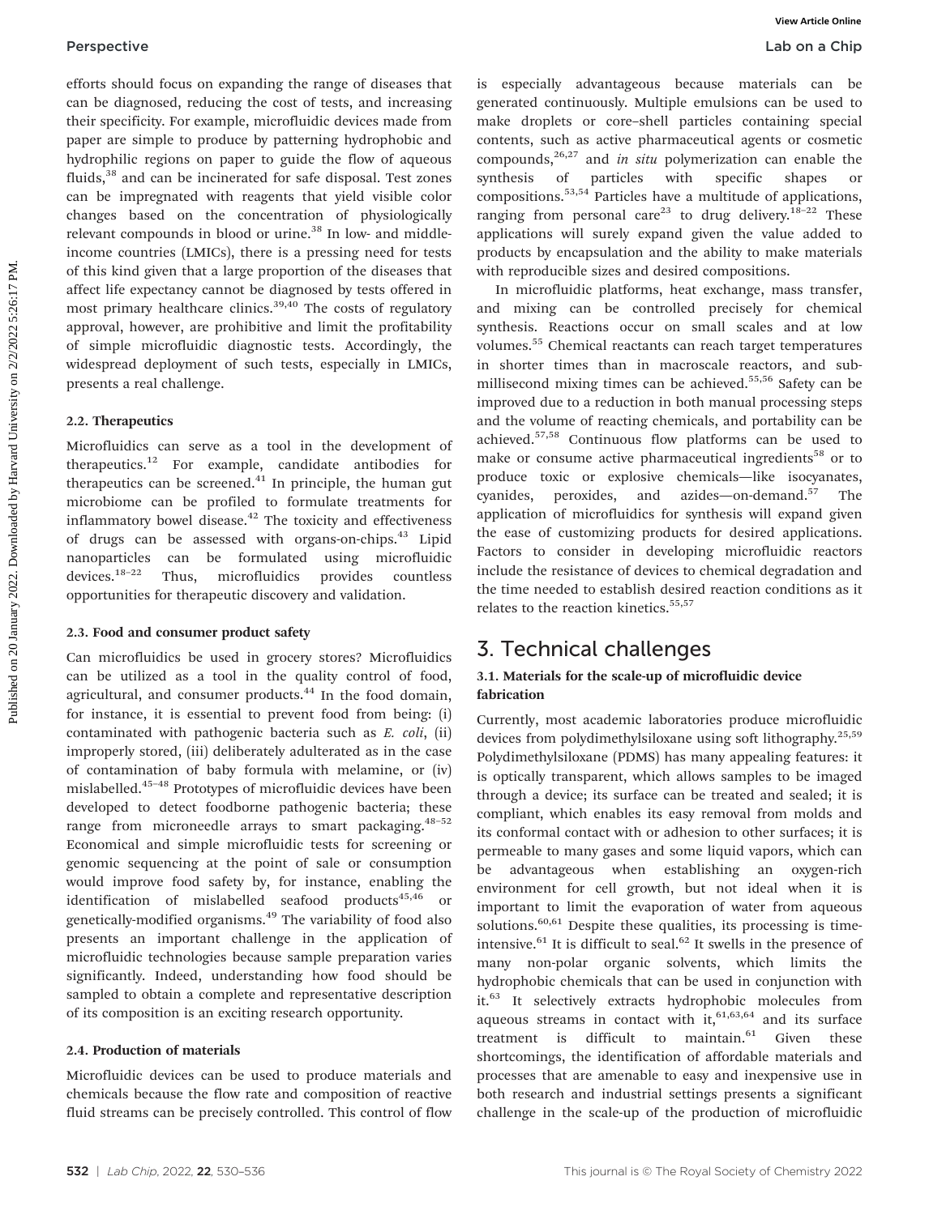efforts should focus on expanding the range of diseases that can be diagnosed, reducing the cost of tests, and increasing their specificity. For example, microfluidic devices made from paper are simple to produce by patterning hydrophobic and hydrophilic regions on paper to guide the flow of aqueous fluids,[38] and can be incinerated for safe disposal. Test zones can be impregnated with reagents that yield visible color changes based on the concentration of physiologically relevant compounds in blood or urine.[38] In low- and middle-income countries (LMICs), there is a pressing need for tests of this kind given that a large proportion of the diseases that affect life expectancy cannot be diagnosed by tests offered in most primary healthcare clinics.[39,40] The costs of regulatory approval, however, are prohibitive and limit the profitability of simple microfluidic diagnostic tests. Accordingly, the widespread deployment of such tests, especially in LMICs, presents a real challenge.

### 2.2. Therapeutics

Microfluidics can serve as a tool in the development of therapeutics.[12] For example, candidate antibodies for therapeutics can be screened.[41] In principle, the human gut microbiome can be profiled to formulate treatments for inflammatory bowel disease.[42] The toxicity and effectiveness of drugs can be assessed with organs-on-chips.[43] Lipid nanoparticles can be formulated using microfluidic devices.[18–22] Thus, microfluidics provides countless opportunities for therapeutic discovery and validation.

### 2.3. Food and consumer product safety

Can microfluidics be used in grocery stores? Microfluidics can be utilized as a tool in the quality control of food, agricultural, and consumer products.[44] In the food domain, for instance, it is essential to prevent food from being: (i) contaminated with pathogenic bacteria such as *E. coli*, (ii) improperly stored, (iii) deliberately adulterated as in the case of contamination of baby formula with melamine, or (iv) mislabelled.[45–48] Prototypes of microfluidic devices have been developed to detect foodborne pathogenic bacteria; these range from microneedle arrays to smart packaging.[48–52] Economical and simple microfluidic tests for screening or genomic sequencing at the point of sale or consumption would improve food safety by, for instance, enabling the identification of mislabelled seafood products[45,46] or genetically-modified organisms.[49] The variability of food also presents an important challenge in the application of microfluidic technologies because sample preparation varies significantly. Indeed, understanding how food should be sampled to obtain a complete and representative description of its composition is an exciting research opportunity.

### 2.4. Production of materials

Microfluidic devices can be used to produce materials and chemicals because the flow rate and composition of reactive fluid streams can be precisely controlled. This control of flow is especially advantageous because materials can be generated continuously. Multiple emulsions can be used to make droplets or core–shell particles containing special contents, such as active pharmaceutical agents or cosmetic compounds,[26,27] and *in situ* polymerization can enable the synthesis of particles with specific shapes or compositions.[53,54] Particles have a multitude of applications, ranging from personal care[23] to drug delivery.[18–22] These applications will surely expand given the value added to products by encapsulation and the ability to make materials with reproducible sizes and desired compositions.

In microfluidic platforms, heat exchange, mass transfer, and mixing can be controlled precisely for chemical synthesis. Reactions occur on small scales and at low volumes.[55] Chemical reactants can reach target temperatures in shorter times than in macroscale reactors, and sub-millisecond mixing times can be achieved.[55,56] Safety can be improved due to a reduction in both manual processing steps and the volume of reacting chemicals, and portability can be achieved.[57,58] Continuous flow platforms can be used to make or consume active pharmaceutical ingredients[58] or to produce toxic or explosive chemicals—like isocyanates, cyanides, peroxides, and azides—on-demand.[57] The application of microfluidics for synthesis will expand given the ease of customizing products for desired applications. Factors to consider in developing microfluidic reactors include the resistance of devices to chemical degradation and the time needed to establish desired reaction conditions as it relates to the reaction kinetics.[55,57]

## 3. Technical challenges

### 3.1. Materials for the scale-up of microfluidic device fabrication

Currently, most academic laboratories produce microfluidic devices from polydimethylsiloxane using soft lithography.[25,59] Polydimethylsiloxane (PDMS) has many appealing features: it is optically transparent, which allows samples to be imaged through a device; its surface can be treated and sealed; it is compliant, which enables its easy removal from molds and its conformal contact with or adhesion to other surfaces; it is permeable to many gases and some liquid vapors, which can be advantageous when establishing an oxygen-rich environment for cell growth, but not ideal when it is important to limit the evaporation of water from aqueous solutions.[60,61] Despite these qualities, its processing is time-intensive.[61] It is difficult to seal.[62] It swells in the presence of many non-polar organic solvents, which limits the hydrophobic chemicals that can be used in conjunction with it.[63] It selectively extracts hydrophobic molecules from aqueous streams in contact with it,[61,63,64] and its surface treatment is difficult to maintain.[61] Given these shortcomings, the identification of affordable materials and processes that are amenable to easy and inexpensive use in both research and industrial settings presents a significant challenge in the scale-up of the production of microfluidic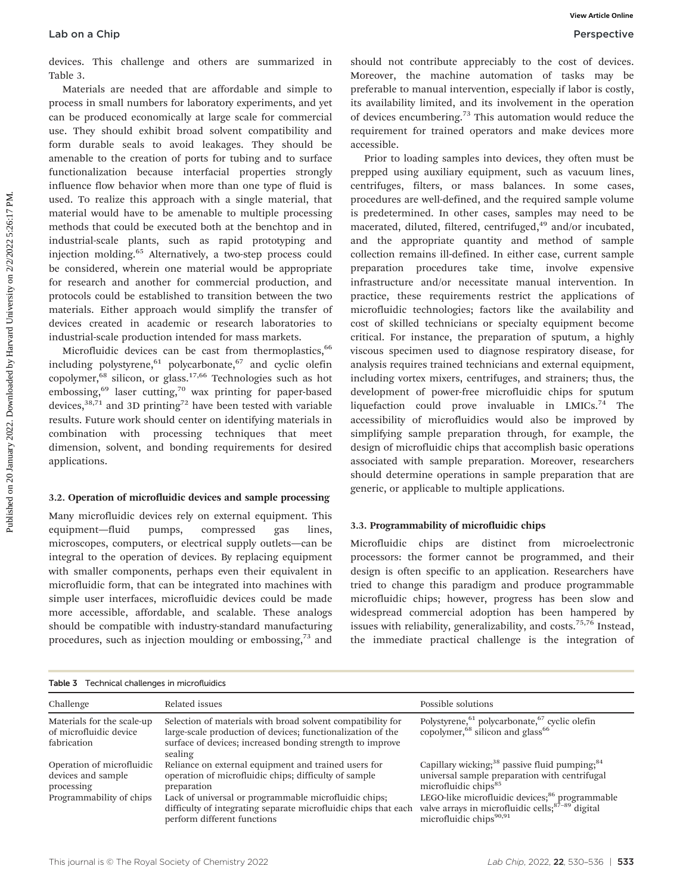devices. This challenge and others are summarized in Table 3.

Materials are needed that are affordable and simple to process in small numbers for laboratory experiments, and yet can be produced economically at large scale for commercial use. They should exhibit broad solvent compatibility and form durable seals to avoid leakages. They should be amenable to the creation of ports for tubing and to surface functionalization because interfacial properties strongly influence flow behavior when more than one type of fluid is used. To realize this approach with a single material, that material would have to be amenable to multiple processing methods that could be executed both at the benchtop and in industrial-scale plants, such as rapid prototyping and injection molding.[65] Alternatively, a two-step process could be considered, wherein one material would be appropriate for research and another for commercial production, and protocols could be established to transition between the two materials. Either approach would simplify the transfer of devices created in academic or research laboratories to industrial-scale production intended for mass markets.

Microfluidic devices can be cast from thermoplastics,[66] including polystyrene,[61] polycarbonate,[67] and cyclic olefin copolymer,[68] silicon, or glass.[17,66] Technologies such as hot embossing,[69] laser cutting,[70] wax printing for paper-based devices,[38,71] and 3D printing[72] have been tested with variable results. Future work should center on identifying materials in combination with processing techniques that meet dimension, solvent, and bonding requirements for desired applications.

### 3.2. Operation of microfluidic devices and sample processing

Many microfluidic devices rely on external equipment. This equipment—fluid pumps, compressed gas lines, microscopes, computers, or electrical supply outlets—can be integral to the operation of devices. By replacing equipment with smaller components, perhaps even their equivalent in microfluidic form, that can be integrated into machines with simple user interfaces, microfluidic devices could be made more accessible, affordable, and scalable. These analogs should be compatible with industry-standard manufacturing procedures, such as injection moulding or embossing,[73] and should not contribute appreciably to the cost of devices. Moreover, the machine automation of tasks may be preferable to manual intervention, especially if labor is costly, its availability limited, and its involvement in the operation of devices encumbering.[73] This automation would reduce the requirement for trained operators and make devices more accessible.

Prior to loading samples into devices, they often must be prepped using auxiliary equipment, such as vacuum lines, centrifuges, filters, or mass balances. In some cases, procedures are well-defined, and the required sample volume is predetermined. In other cases, samples may need to be macerated, diluted, filtered, centrifuged,[49] and/or incubated, and the appropriate quantity and method of sample collection remains ill-defined. In either case, current sample preparation procedures take time, involve expensive infrastructure and/or necessitate manual intervention. In practice, these requirements restrict the applications of microfluidic technologies; factors like the availability and cost of skilled technicians or specialty equipment become critical. For instance, the preparation of sputum, a highly viscous specimen used to diagnose respiratory disease, for analysis requires trained technicians and external equipment, including vortex mixers, centrifuges, and strainers; thus, the development of power-free microfluidic chips for sputum liquefaction could prove invaluable in LMICs.[74] The accessibility of microfluidics would also be improved by simplifying sample preparation through, for example, the design of microfluidic chips that accomplish basic operations associated with sample preparation. Moreover, researchers should determine operations in sample preparation that are generic, or applicable to multiple applications.

### 3.3. Programmability of microfluidic chips

Microfluidic chips are distinct from microelectronic processors: the former cannot be programmed, and their design is often specific to an application. Researchers have tried to change this paradigm and produce programmable microfluidic chips; however, progress has been slow and widespread commercial adoption has been hampered by issues with reliability, generalizability, and costs.[75,76] Instead, the immediate practical challenge is the integration of

Table 3 Technical challenges in microfluidics

| Challenge | Related issues | Possible solutions |
|---|---|---|
| Materials for the scale-up of microfluidic device fabrication | Selection of materials with broad solvent compatibility for large-scale production of devices; functionalization of the surface of devices; increased bonding strength to improve sealing | Polystyrene,[61] polycarbonate,[67] cyclic olefin copolymer,[68] silicon and glass[66] |
| Operation of microfluidic devices and sample processing | Reliance on external equipment and trained users for operation of microfluidic chips; difficulty of sample preparation | Capillary wicking;[38] passive fluid pumping;[84] universal sample preparation with centrifugal microfluidic chips[85] |
| Programmability of chips | Lack of universal or programmable microfluidic chips; difficulty of integrating separate microfluidic chips that each perform different functions | LEGO-like microfluidic devices;[86] programmable valve arrays in microfluidic cells;[87–89] digital microfluidic chips[90,91] |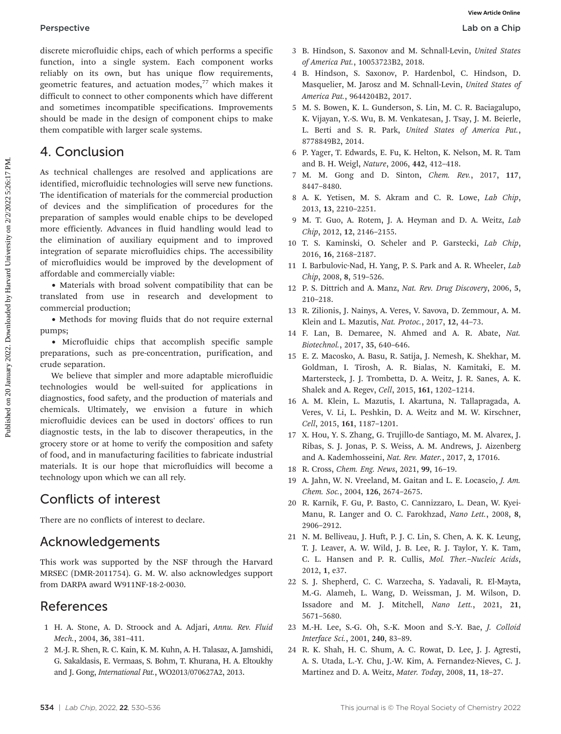discrete microfluidic chips, each of which performs a specific function, into a single system. Each component works reliably on its own, but has unique flow requirements, geometric features, and actuation modes,[77] which makes it difficult to connect to other components which have different and sometimes incompatible specifications. Improvements should be made in the design of component chips to make them compatible with larger scale systems.

## 4. Conclusion

As technical challenges are resolved and applications are identified, microfluidic technologies will serve new functions. The identification of materials for the commercial production of devices and the simplification of procedures for the preparation of samples would enable chips to be developed more efficiently. Advances in fluid handling would lead to the elimination of auxiliary equipment and to improved integration of separate microfluidics chips. The accessibility of microfluidics would be improved by the development of affordable and commercially viable:

- Materials with broad solvent compatibility that can be translated from use in research and development to commercial production;
- Methods for moving fluids that do not require external pumps;
- Microfluidic chips that accomplish specific sample preparations, such as pre-concentration, purification, and crude separation.

We believe that simpler and more adaptable microfluidic technologies would be well-suited for applications in diagnostics, food safety, and the production of materials and chemicals. Ultimately, we envision a future in which microfluidic devices can be used in doctors' offices to run diagnostic tests, in the lab to discover therapeutics, in the grocery store or at home to verify the composition and safety of food, and in manufacturing facilities to fabricate industrial materials. It is our hope that microfluidics will become a technology upon which we can all rely.

## Conflicts of interest

There are no conflicts of interest to declare.

## Acknowledgements

This work was supported by the NSF through the Harvard MRSEC (DMR-2011754). G. M. W. also acknowledges support from DARPA award W911NF-18-2-0030.

## References

1. H. A. Stone, A. D. Stroock and A. Adjari, *Annu. Rev. Fluid Mech.*, 2004, **36**, 381–411.
2. M.-J. R. Shen, R. C. Kain, K. M. Kuhn, A. H. Talasaz, A. Jamshidi, G. Sakaldasis, E. Vermaas, S. Bohm, T. Khurana, H. A. Eltoukhy and J. Gong, *International Pat.*, WO2013/070627A2, 2013.
3. B. Hindson, S. Saxonov and M. Schnall-Levin, *United States of America Pat.*, 10053723B2, 2018.
4. B. Hindson, S. Saxonov, P. Hardenbol, C. Hindson, D. Masquelier, M. Jarosz and M. Schnall-Levin, *United States of America Pat.*, 9644204B2, 2017.
5. M. S. Bowen, K. L. Gunderson, S. Lin, M. C. R. Baciagalupo, K. Vijayan, Y.-S. Wu, B. M. Venkatesan, J. Tsay, J. M. Beierle, L. Berti and S. R. Park, *United States of America Pat.*, 8778849B2, 2014.
6. P. Yager, T. Edwards, E. Fu, K. Helton, K. Nelson, M. R. Tam and B. H. Weigl, *Nature*, 2006, **442**, 412–418.
7. M. M. Gong and D. Sinton, *Chem. Rev.*, 2017, **117**, 8447–8480.
8. A. K. Yetisen, M. S. Akram and C. R. Lowe, *Lab Chip*, 2013, **13**, 2210–2251.
9. M. T. Guo, A. Rotem, J. A. Heyman and D. A. Weitz, *Lab Chip*, 2012, **12**, 2146–2155.
10. T. S. Kaminski, O. Scheler and P. Garstecki, *Lab Chip*, 2016, **16**, 2168–2187.
11. I. Barbulovic-Nad, H. Yang, P. S. Park and A. R. Wheeler, *Lab Chip*, 2008, **8**, 519–526.
12. P. S. Dittrich and A. Manz, *Nat. Rev. Drug Discovery*, 2006, **5**, 210–218.
13. R. Zilionis, J. Nainys, A. Veres, V. Savova, D. Zemmour, A. M. Klein and L. Mazutis, *Nat. Protoc.*, 2017, **12**, 44–73.
14. F. Lan, B. Demaree, N. Ahmed and A. R. Abate, *Nat. Biotechnol.*, 2017, **35**, 640–646.
15. E. Z. Macosko, A. Basu, R. Satija, J. Nemesh, K. Shekhar, M. Goldman, I. Tirosh, A. R. Bialas, N. Kamitaki, E. M. Martersteck, J. J. Trombetta, D. A. Weitz, J. R. Sanes, A. K. Shalek and A. Regev, *Cell*, 2015, **161**, 1202–1214.
16. A. M. Klein, L. Mazutis, I. Akartuna, N. Tallapragada, A. Veres, V. Li, L. Peshkin, D. A. Weitz and M. W. Kirschner, *Cell*, 2015, **161**, 1187–1201.
17. X. Hou, Y. S. Zhang, G. Trujillo-de Santiago, M. M. Alvarez, J. Ribas, S. J. Jonas, P. S. Weiss, A. M. Andrews, J. Aizenberg and A. Kademhosseini, *Nat. Rev. Mater.*, 2017, **2**, 17016.
18. R. Cross, *Chem. Eng. News*, 2021, **99**, 16–19.
19. A. Jahn, W. N. Vreeland, M. Gaitan and L. E. Locascio, *J. Am. Chem. Soc.*, 2004, **126**, 2674–2675.
20. R. Karnik, F. Gu, P. Basto, C. Cannizzaro, L. Dean, W. Kyei-Manu, R. Langer and O. C. Farokhzad, *Nano Lett.*, 2008, **8**, 2906–2912.
21. N. M. Belliveau, J. Huft, P. J. C. Lin, S. Chen, A. K. K. Leung, T. J. Leaver, A. W. Wild, J. B. Lee, R. J. Taylor, Y. K. Tam, C. L. Hansen and P. R. Cullis, *Mol. Ther.–Nucleic Acids*, 2012, **1**, e37.
22. S. J. Shepherd, C. C. Warzecha, S. Yadavali, R. El-Mayta, M.-G. Alameh, L. Wang, D. Weissman, J. M. Wilson, D. Issadore and M. J. Mitchell, *Nano Lett.*, 2021, **21**, 5671–5680.
23. M.-H. Lee, S.-G. Oh, S.-K. Moon and S.-Y. Bae, *J. Colloid Interface Sci.*, 2001, **240**, 83–89.
24. R. K. Shah, H. C. Shum, A. C. Rowat, D. Lee, J. J. Agresti, A. S. Utada, L.-Y. Chu, J.-W. Kim, A. Fernandez-Nieves, C. J. Martinez and D. A. Weitz, *Mater. Today*, 2008, **11**, 18–27.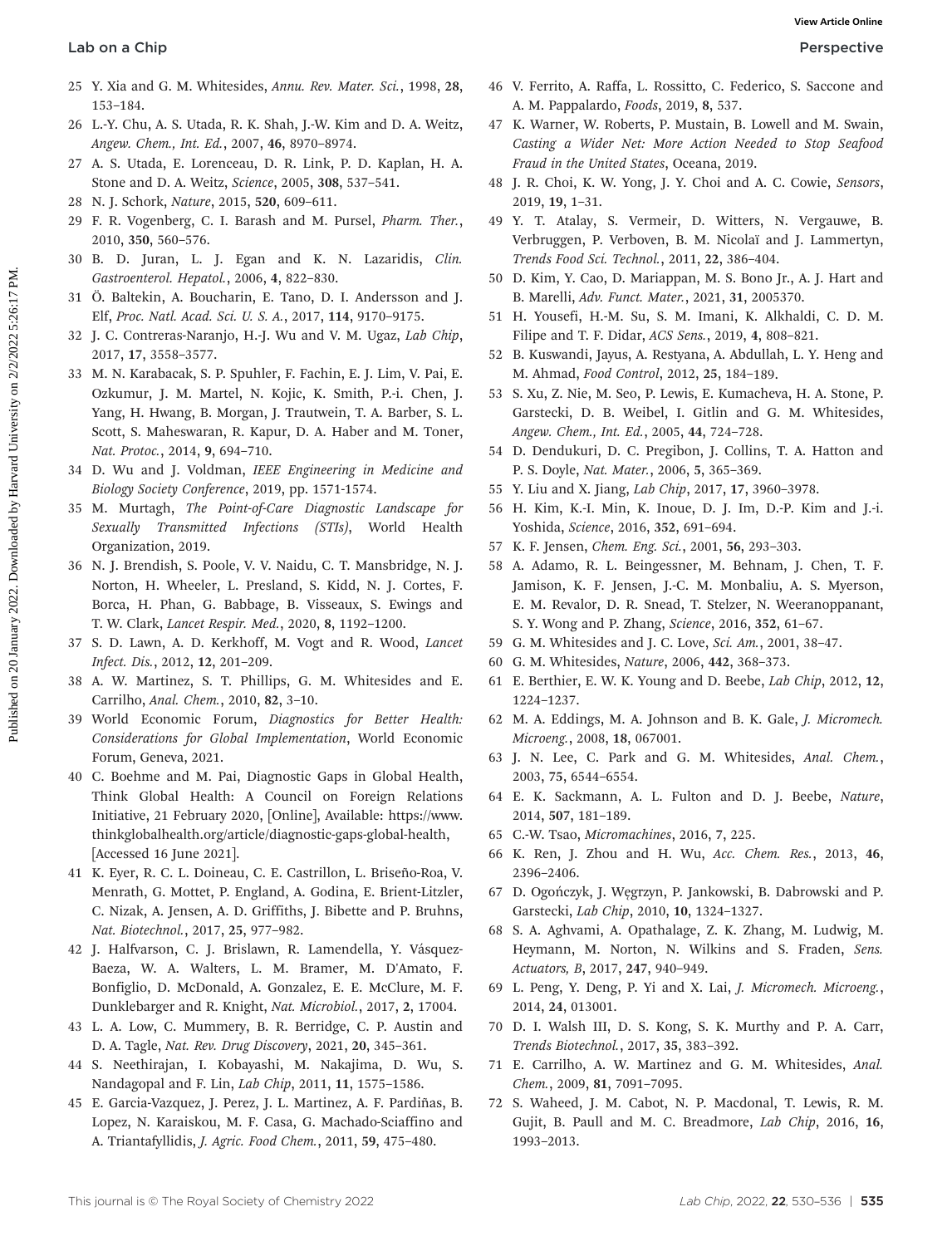25 Y. Xia and G. M. Whitesides, *Annu. Rev. Mater. Sci.*, 1998, **28**, 153–184.

26 L.-Y. Chu, A. S. Utada, R. K. Shah, J.-W. Kim and D. A. Weitz, *Angew. Chem., Int. Ed.*, 2007, **46**, 8970–8974.

27 A. S. Utada, E. Lorenceau, D. R. Link, P. D. Kaplan, H. A. Stone and D. A. Weitz, *Science*, 2005, **308**, 537–541.

28 N. J. Schork, *Nature*, 2015, **520**, 609–611.

29 F. R. Vogenberg, C. I. Barash and M. Pursel, *Pharm. Ther.*, 2010, **350**, 560–576.

30 B. D. Juran, L. J. Egan and K. N. Lazaridis, *Clin. Gastroenterol. Hepatol.*, 2006, **4**, 822–830.

31 Ö. Baltekin, A. Boucharin, E. Tano, D. I. Andersson and J. Elf, *Proc. Natl. Acad. Sci. U. S. A.*, 2017, **114**, 9170–9175.

32 J. C. Contreras-Naranjo, H.-J. Wu and V. M. Ugaz, *Lab Chip*, 2017, **17**, 3558–3577.

33 M. N. Karabacak, S. P. Spuhler, F. Fachin, E. J. Lim, V. Pai, E. Ozkumur, J. M. Martel, N. Kojic, K. Smith, P.-i. Chen, J. Yang, H. Hwang, B. Morgan, J. Trautwein, T. A. Barber, S. L. Scott, S. Maheswaran, R. Kapur, D. A. Haber and M. Toner, *Nat. Protoc.*, 2014, **9**, 694–710.

34 D. Wu and J. Voldman, *IEEE Engineering in Medicine and Biology Society Conference*, 2019, pp. 1571-1574.

35 M. Murtagh, *The Point-of-Care Diagnostic Landscape for Sexually Transmitted Infections (STIs)*, World Health Organization, 2019.

36 N. J. Brendish, S. Poole, V. V. Naidu, C. T. Mansbridge, N. J. Norton, H. Wheeler, L. Presland, S. Kidd, N. J. Cortes, F. Borca, H. Phan, G. Babbage, B. Visseaux, S. Ewings and T. W. Clark, *Lancet Respir. Med.*, 2020, **8**, 1192–1200.

37 S. D. Lawn, A. D. Kerkhoff, M. Vogt and R. Wood, *Lancet Infect. Dis.*, 2012, **12**, 201–209.

38 A. W. Martinez, S. T. Phillips, G. M. Whitesides and E. Carrilho, *Anal. Chem.*, 2010, **82**, 3–10.

39 World Economic Forum, *Diagnostics for Better Health: Considerations for Global Implementation*, World Economic Forum, Geneva, 2021.

40 C. Boehme and M. Pai, Diagnostic Gaps in Global Health, Think Global Health: A Council on Foreign Relations Initiative, 21 February 2020, [Online], Available: https://www.thinkglobalhealth.org/article/diagnostic-gaps-global-health, [Accessed 16 June 2021].

41 K. Eyer, R. C. L. Doineau, C. E. Castrillon, L. Briseño-Roa, V. Menrath, G. Mottet, P. England, A. Godina, E. Brient-Litzler, C. Nizak, A. Jensen, A. D. Griffiths, J. Bibette and P. Bruhns, *Nat. Biotechnol.*, 2017, **25**, 977–982.

42 J. Halfvarson, C. J. Brislawn, R. Lamendella, Y. Vásquez-Baeza, W. A. Walters, L. M. Bramer, M. D'Amato, F. Bonfiglio, D. McDonald, A. Gonzalez, E. E. McClure, M. F. Dunklebarger and R. Knight, *Nat. Microbiol.*, 2017, **2**, 17004.

43 L. A. Low, C. Mummery, B. R. Berridge, C. P. Austin and D. A. Tagle, *Nat. Rev. Drug Discovery*, 2021, **20**, 345–361.

44 S. Neethirajan, I. Kobayashi, M. Nakajima, D. Wu, S. Nandagopal and F. Lin, *Lab Chip*, 2011, **11**, 1575–1586.

45 E. Garcia-Vazquez, J. Perez, J. L. Martinez, A. F. Pardiñas, B. Lopez, N. Karaiskou, M. F. Casa, G. Machado-Sciaffino and A. Triantafyllidis, *J. Agric. Food Chem.*, 2011, **59**, 475–480.

46 V. Ferrito, A. Raffa, L. Rossitto, C. Federico, S. Saccone and A. M. Pappalardo, *Foods*, 2019, **8**, 537.

47 K. Warner, W. Roberts, P. Mustain, B. Lowell and M. Swain, *Casting a Wider Net: More Action Needed to Stop Seafood Fraud in the United States*, Oceana, 2019.

48 J. R. Choi, K. W. Yong, J. Y. Choi and A. C. Cowie, *Sensors*, 2019, **19**, 1–31.

49 Y. T. Atalay, S. Vermeir, D. Witters, N. Vergauwe, B. Verbruggen, P. Verboven, B. M. Nicolaï and J. Lammertyn, *Trends Food Sci. Technol.*, 2011, **22**, 386–404.

50 D. Kim, Y. Cao, D. Mariappan, M. S. Bono Jr., A. J. Hart and B. Marelli, *Adv. Funct. Mater.*, 2021, **31**, 2005370.

51 H. Yousefi, H.-M. Su, S. M. Imani, K. Alkhaldi, C. D. M. Filipe and T. F. Didar, *ACS Sens.*, 2019, **4**, 808–821.

52 B. Kuswandi, Jayus, A. Restyana, A. Abdullah, L. Y. Heng and M. Ahmad, *Food Control*, 2012, **25**, 184–189.

53 S. Xu, Z. Nie, M. Seo, P. Lewis, E. Kumacheva, H. A. Stone, P. Garstecki, D. B. Weibel, I. Gitlin and G. M. Whitesides, *Angew. Chem., Int. Ed.*, 2005, **44**, 724–728.

54 D. Dendukuri, D. C. Pregibon, J. Collins, T. A. Hatton and P. S. Doyle, *Nat. Mater.*, 2006, **5**, 365–369.

55 Y. Liu and X. Jiang, *Lab Chip*, 2017, **17**, 3960–3978.

56 H. Kim, K.-I. Min, K. Inoue, D. J. Im, D.-P. Kim and J.-i. Yoshida, *Science*, 2016, **352**, 691–694.

57 K. F. Jensen, *Chem. Eng. Sci.*, 2001, **56**, 293–303.

58 A. Adamo, R. L. Beingessner, M. Behnam, J. Chen, T. F. Jamison, K. F. Jensen, J.-C. M. Monbaliu, A. S. Myerson, E. M. Revalor, D. R. Snead, T. Stelzer, N. Weeranoppanant, S. Y. Wong and P. Zhang, *Science*, 2016, **352**, 61–67.

59 G. M. Whitesides and J. C. Love, *Sci. Am.*, 2001, 38–47.

60 G. M. Whitesides, *Nature*, 2006, **442**, 368–373.

61 E. Berthier, E. W. K. Young and D. Beebe, *Lab Chip*, 2012, **12**, 1224–1237.

62 M. A. Eddings, M. A. Johnson and B. K. Gale, *J. Micromech. Microeng.*, 2008, **18**, 067001.

63 J. N. Lee, C. Park and G. M. Whitesides, *Anal. Chem.*, 2003, **75**, 6544–6554.

64 E. K. Sackmann, A. L. Fulton and D. J. Beebe, *Nature*, 2014, **507**, 181–189.

65 C.-W. Tsao, *Micromachines*, 2016, **7**, 225.

66 K. Ren, J. Zhou and H. Wu, *Acc. Chem. Res.*, 2013, **46**, 2396–2406.

67 D. Ogończyk, J. Węgrzyn, P. Jankowski, B. Dabrowski and P. Garstecki, *Lab Chip*, 2010, **10**, 1324–1327.

68 S. A. Aghvami, A. Opathalage, Z. K. Zhang, M. Ludwig, M. Heymann, M. Norton, N. Wilkins and S. Fraden, *Sens. Actuators, B*, 2017, **247**, 940–949.

69 L. Peng, Y. Deng, P. Yi and X. Lai, *J. Micromech. Microeng.*, 2014, **24**, 013001.

70 D. I. Walsh III, D. S. Kong, S. K. Murthy and P. A. Carr, *Trends Biotechnol.*, 2017, **35**, 383–392.

71 E. Carrilho, A. W. Martinez and G. M. Whitesides, *Anal. Chem.*, 2009, **81**, 7091–7095.

72 S. Waheed, J. M. Cabot, N. P. Macdonal, T. Lewis, R. M. Gujit, B. Paull and M. C. Breadmore, *Lab Chip*, 2016, **16**, 1993–2013.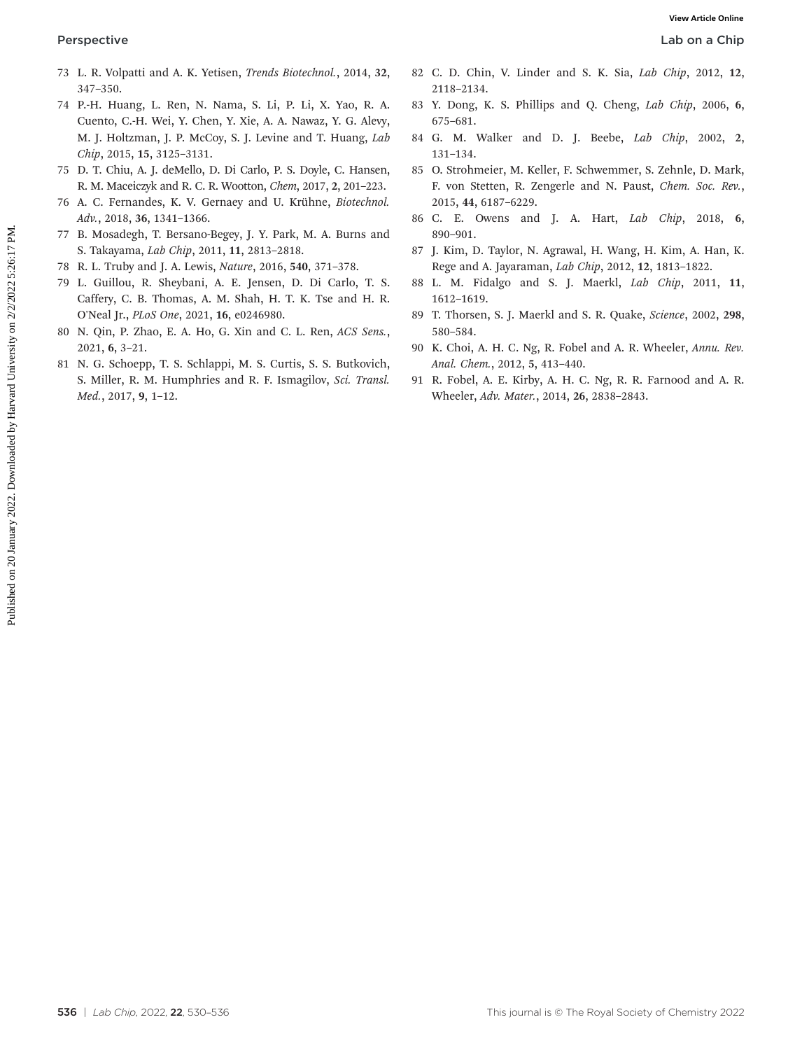73 L. R. Volpatti and A. K. Yetisen, *Trends Biotechnol.*, 2014, **32**, 347–350.

74 P.-H. Huang, L. Ren, N. Nama, S. Li, P. Li, X. Yao, R. A. Cuento, C.-H. Wei, Y. Chen, Y. Xie, A. A. Nawaz, Y. G. Alevy, M. J. Holtzman, J. P. McCoy, S. J. Levine and T. Huang, *Lab Chip*, 2015, **15**, 3125–3131.

75 D. T. Chiu, A. J. deMello, D. Di Carlo, P. S. Doyle, C. Hansen, R. M. Maceiczyk and R. C. R. Wootton, *Chem*, 2017, **2**, 201–223.

76 A. C. Fernandes, K. V. Gernaey and U. Krühne, *Biotechnol. Adv.*, 2018, **36**, 1341–1366.

77 B. Mosadegh, T. Bersano-Begey, J. Y. Park, M. A. Burns and S. Takayama, *Lab Chip*, 2011, **11**, 2813–2818.

78 R. L. Truby and J. A. Lewis, *Nature*, 2016, **540**, 371–378.

79 L. Guillou, R. Sheybani, A. E. Jensen, D. Di Carlo, T. S. Caffery, C. B. Thomas, A. M. Shah, H. T. K. Tse and H. R. O'Neal Jr., *PLoS One*, 2021, **16**, e0246980.

80 N. Qin, P. Zhao, E. A. Ho, G. Xin and C. L. Ren, *ACS Sens.*, 2021, **6**, 3–21.

81 N. G. Schoepp, T. S. Schlappi, M. S. Curtis, S. S. Butkovich, S. Miller, R. M. Humphries and R. F. Ismagilov, *Sci. Transl. Med.*, 2017, **9**, 1–12.

82 C. D. Chin, V. Linder and S. K. Sia, *Lab Chip*, 2012, **12**, 2118–2134.

83 Y. Dong, K. S. Phillips and Q. Cheng, *Lab Chip*, 2006, **6**, 675–681.

84 G. M. Walker and D. J. Beebe, *Lab Chip*, 2002, **2**, 131–134.

85 O. Strohmeier, M. Keller, F. Schwemmer, S. Zehnle, D. Mark, F. von Stetten, R. Zengerle and N. Paust, *Chem. Soc. Rev.*, 2015, **44**, 6187–6229.

86 C. E. Owens and J. A. Hart, *Lab Chip*, 2018, **6**, 890–901.

87 J. Kim, D. Taylor, N. Agrawal, H. Wang, H. Kim, A. Han, K. Rege and A. Jayaraman, *Lab Chip*, 2012, **12**, 1813–1822.

88 L. M. Fidalgo and S. J. Maerkl, *Lab Chip*, 2011, **11**, 1612–1619.

89 T. Thorsen, S. J. Maerkl and S. R. Quake, *Science*, 2002, **298**, 580–584.

90 K. Choi, A. H. C. Ng, R. Fobel and A. R. Wheeler, *Annu. Rev. Anal. Chem.*, 2012, **5**, 413–440.

91 R. Fobel, A. E. Kirby, A. H. C. Ng, R. R. Farnood and A. R. Wheeler, *Adv. Mater.*, 2014, **26**, 2838–2843.